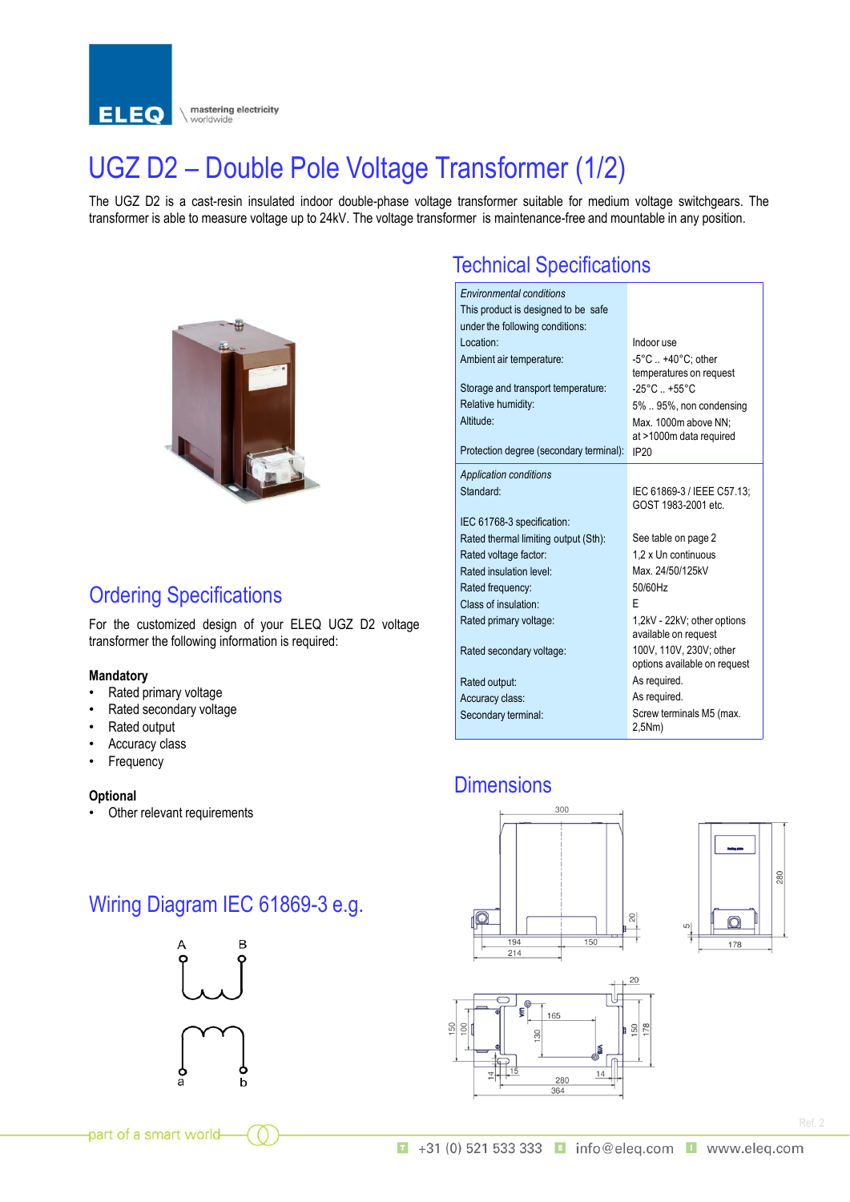# UGZ D2 – Double Pole Voltage Transformer (1/2)

The UGZ D2 is a cast-resin insulated indoor double-phase voltage transformer suitable for medium voltage switchgears. The transformer is able to measure voltage up to 24kV. The voltage transformer is maintenance-free and mountable in any position.

## Technical Specifications

| | |
|---|---|
| *Environmental conditions* | |
| This product is designed to be safe under the following conditions: | |
| Location: | Indoor use |
| Ambient air temperature: | -5°C .. +40°C; other temperatures on request |
| Storage and transport temperature: | -25°C .. +55°C |
| Relative humidity: | 5% .. 95%, non condensing |
| Altitude: | Max. 1000m above NN; at >1000m data required |
| Protection degree (secondary terminal): | IP20 |
| *Application conditions* | |
| Standard: | IEC 61869-3 / IEEE C57.13; GOST 1983-2001 etc. |
| IEC 61768-3 specification: | |
| Rated thermal limiting output (Sth): | See table on page 2 |
| Rated voltage factor: | 1,2 x Un continuous |
| Rated insulation level: | Max. 24/50/125kV |
| Rated frequency: | 50/60Hz |
| Class of insulation: | E |
| Rated primary voltage: | 1,2kV - 22kV; other options available on request |
| Rated secondary voltage: | 100V, 110V, 230V; other options available on request |
| Rated output: | As required. |
| Accuracy class: | As required. |
| Secondary terminal: | Screw terminals M5 (max. 2,5Nm) |

## Ordering Specifications

For the customized design of your ELEQ UGZ D2 voltage transformer the following information is required:

**Mandatory**

- Rated primary voltage
- Rated secondary voltage
- Rated output
- Accuracy class
- Frequency

**Optional**

- Other relevant requirements

## Dimensions

## Wiring Diagram IEC 61869-3 e.g.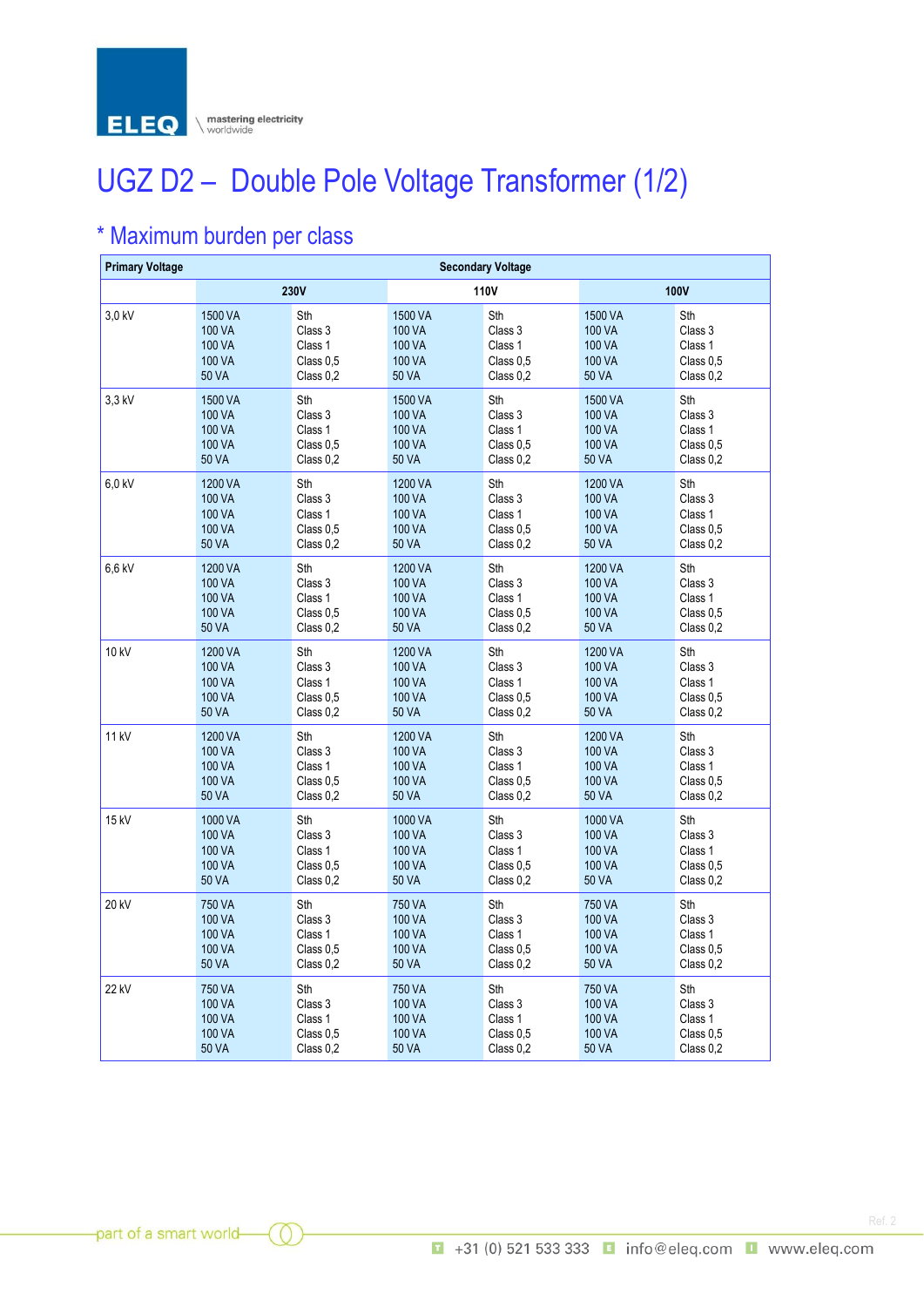ELEQ mastering electricity worldwide

# UGZ D2 – Double Pole Voltage Transformer (1/2)

## * Maximum burden per class

| Primary Voltage | Secondary Voltage | | | | | |
|---|---|---|---|---|---|---|
| | 230V | | 110V | | 100V | |
| 3,0 kV | 1500 VA<br>100 VA<br>100 VA<br>100 VA<br>50 VA | Sth<br>Class 3<br>Class 1<br>Class 0,5<br>Class 0,2 | 1500 VA<br>100 VA<br>100 VA<br>100 VA<br>50 VA | Sth<br>Class 3<br>Class 1<br>Class 0,5<br>Class 0,2 | 1500 VA<br>100 VA<br>100 VA<br>100 VA<br>50 VA | Sth<br>Class 3<br>Class 1<br>Class 0,5<br>Class 0,2 |
| 3,3 kV | 1500 VA<br>100 VA<br>100 VA<br>100 VA<br>50 VA | Sth<br>Class 3<br>Class 1<br>Class 0,5<br>Class 0,2 | 1500 VA<br>100 VA<br>100 VA<br>100 VA<br>50 VA | Sth<br>Class 3<br>Class 1<br>Class 0,5<br>Class 0,2 | 1500 VA<br>100 VA<br>100 VA<br>100 VA<br>50 VA | Sth<br>Class 3<br>Class 1<br>Class 0,5<br>Class 0,2 |
| 6,0 kV | 1200 VA<br>100 VA<br>100 VA<br>100 VA<br>50 VA | Sth<br>Class 3<br>Class 1<br>Class 0,5<br>Class 0,2 | 1200 VA<br>100 VA<br>100 VA<br>100 VA<br>50 VA | Sth<br>Class 3<br>Class 1<br>Class 0,5<br>Class 0,2 | 1200 VA<br>100 VA<br>100 VA<br>100 VA<br>50 VA | Sth<br>Class 3<br>Class 1<br>Class 0,5<br>Class 0,2 |
| 6,6 kV | 1200 VA<br>100 VA<br>100 VA<br>100 VA<br>50 VA | Sth<br>Class 3<br>Class 1<br>Class 0,5<br>Class 0,2 | 1200 VA<br>100 VA<br>100 VA<br>100 VA<br>50 VA | Sth<br>Class 3<br>Class 1<br>Class 0,5<br>Class 0,2 | 1200 VA<br>100 VA<br>100 VA<br>100 VA<br>50 VA | Sth<br>Class 3<br>Class 1<br>Class 0,5<br>Class 0,2 |
| 10 kV | 1200 VA<br>100 VA<br>100 VA<br>100 VA<br>50 VA | Sth<br>Class 3<br>Class 1<br>Class 0,5<br>Class 0,2 | 1200 VA<br>100 VA<br>100 VA<br>100 VA<br>50 VA | Sth<br>Class 3<br>Class 1<br>Class 0,5<br>Class 0,2 | 1200 VA<br>100 VA<br>100 VA<br>100 VA<br>50 VA | Sth<br>Class 3<br>Class 1<br>Class 0,5<br>Class 0,2 |
| 11 kV | 1200 VA<br>100 VA<br>100 VA<br>100 VA<br>50 VA | Sth<br>Class 3<br>Class 1<br>Class 0,5<br>Class 0,2 | 1200 VA<br>100 VA<br>100 VA<br>100 VA<br>50 VA | Sth<br>Class 3<br>Class 1<br>Class 0,5<br>Class 0,2 | 1200 VA<br>100 VA<br>100 VA<br>100 VA<br>50 VA | Sth<br>Class 3<br>Class 1<br>Class 0,5<br>Class 0,2 |
| 15 kV | 1000 VA<br>100 VA<br>100 VA<br>100 VA<br>50 VA | Sth<br>Class 3<br>Class 1<br>Class 0,5<br>Class 0,2 | 1000 VA<br>100 VA<br>100 VA<br>100 VA<br>50 VA | Sth<br>Class 3<br>Class 1<br>Class 0,5<br>Class 0,2 | 1000 VA<br>100 VA<br>100 VA<br>100 VA<br>50 VA | Sth<br>Class 3<br>Class 1<br>Class 0,5<br>Class 0,2 |
| 20 kV | 750 VA<br>100 VA<br>100 VA<br>100 VA<br>50 VA | Sth<br>Class 3<br>Class 1<br>Class 0,5<br>Class 0,2 | 750 VA<br>100 VA<br>100 VA<br>100 VA<br>50 VA | Sth<br>Class 3<br>Class 1<br>Class 0,5<br>Class 0,2 | 750 VA<br>100 VA<br>100 VA<br>100 VA<br>50 VA | Sth<br>Class 3<br>Class 1<br>Class 0,5<br>Class 0,2 |
| 22 kV | 750 VA<br>100 VA<br>100 VA<br>100 VA<br>50 VA | Sth<br>Class 3<br>Class 1<br>Class 0,5<br>Class 0,2 | 750 VA<br>100 VA<br>100 VA<br>100 VA<br>50 VA | Sth<br>Class 3<br>Class 1<br>Class 0,5<br>Class 0,2 | 750 VA<br>100 VA<br>100 VA<br>100 VA<br>50 VA | Sth<br>Class 3<br>Class 1<br>Class 0,5<br>Class 0,2 |

part of a smart world

T +31 (0) 521 533 333 E info@eleq.com I www.eleq.com